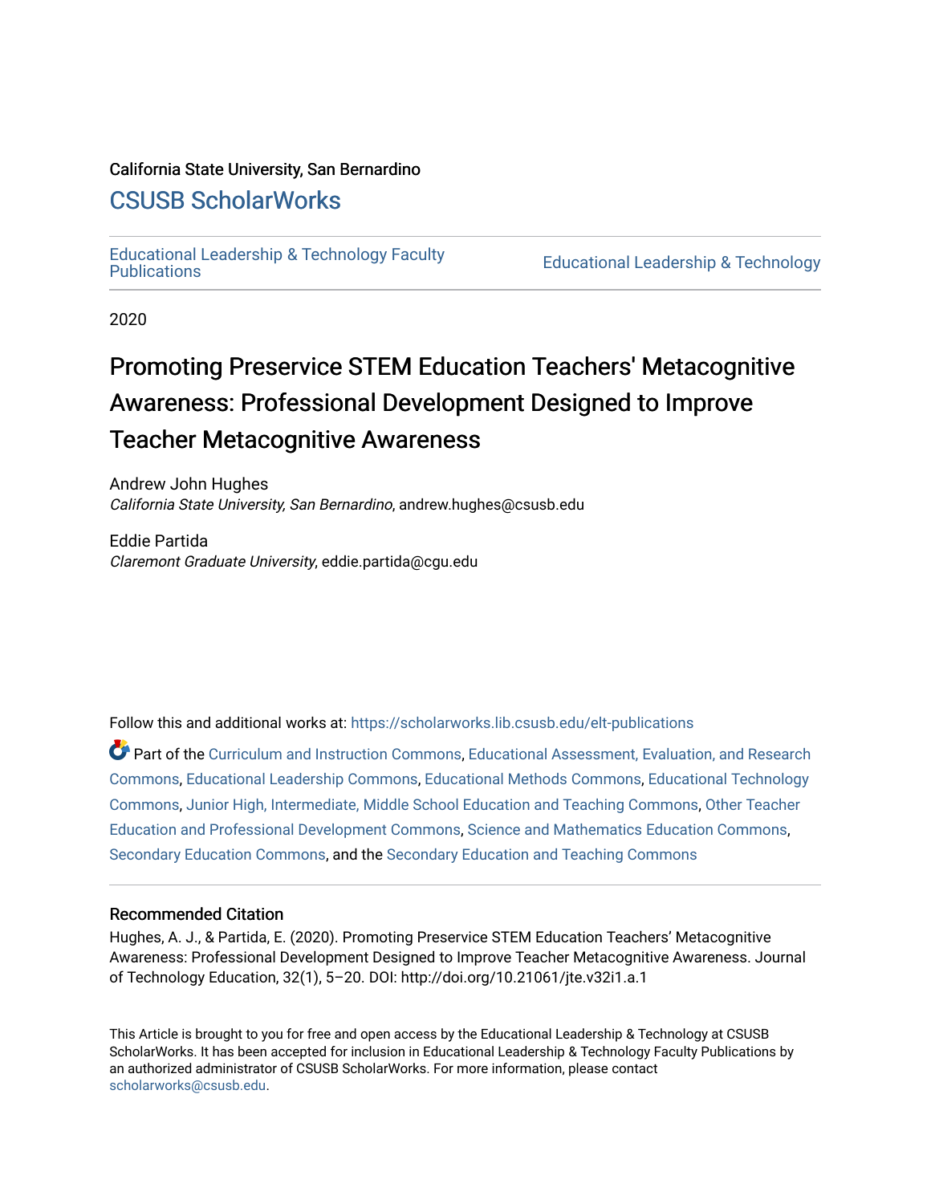California State University, San Bernardino

# CSUSB ScholarWorks

Educational Leadership & Technology Faculty Publications | Educational Leadership & Technology

2020

# Promoting Preservice STEM Education Teachers' Metacognitive Awareness: Professional Development Designed to Improve Teacher Metacognitive Awareness

Andrew John Hughes
*California State University, San Bernardino*, andrew.hughes@csusb.edu

Eddie Partida
*Claremont Graduate University*, eddie.partida@cgu.edu

Follow this and additional works at: https://scholarworks.lib.csusb.edu/elt-publications

Part of the Curriculum and Instruction Commons, Educational Assessment, Evaluation, and Research Commons, Educational Leadership Commons, Educational Methods Commons, Educational Technology Commons, Junior High, Intermediate, Middle School Education and Teaching Commons, Other Teacher Education and Professional Development Commons, Science and Mathematics Education Commons, Secondary Education Commons, and the Secondary Education and Teaching Commons

## Recommended Citation

Hughes, A. J., & Partida, E. (2020). Promoting Preservice STEM Education Teachers' Metacognitive Awareness: Professional Development Designed to Improve Teacher Metacognitive Awareness. Journal of Technology Education, 32(1), 5–20. DOI: http://doi.org/10.21061/jte.v32i1.a.1

This Article is brought to you for free and open access by the Educational Leadership & Technology at CSUSB ScholarWorks. It has been accepted for inclusion in Educational Leadership & Technology Faculty Publications by an authorized administrator of CSUSB ScholarWorks. For more information, please contact scholarworks@csusb.edu.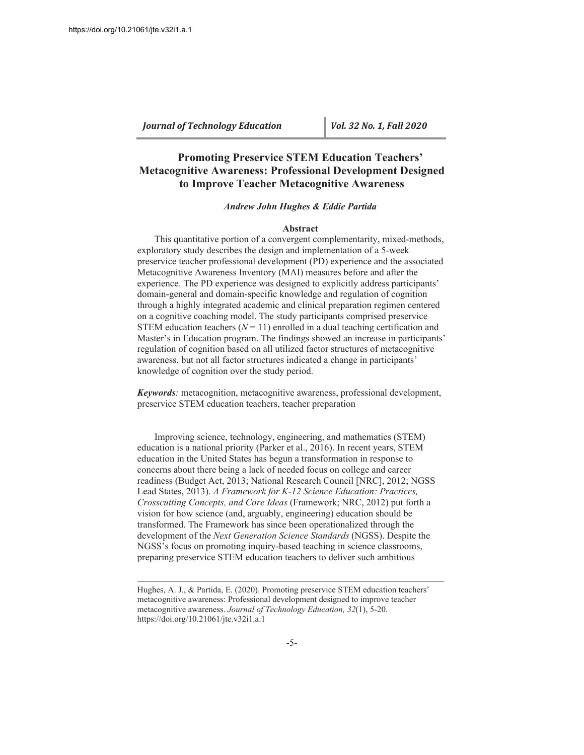# Promoting Preservice STEM Education Teachers' Metacognitive Awareness: Professional Development Designed to Improve Teacher Metacognitive Awareness

***Andrew John Hughes & Eddie Partida***

## Abstract

This quantitative portion of a convergent complementarity, mixed-methods, exploratory study describes the design and implementation of a 5-week preservice teacher professional development (PD) experience and the associated Metacognitive Awareness Inventory (MAI) measures before and after the experience. The PD experience was designed to explicitly address participants' domain-general and domain-specific knowledge and regulation of cognition through a highly integrated academic and clinical preparation regimen centered on a cognitive coaching model. The study participants comprised preservice STEM education teachers ($N = 11$) enrolled in a dual teaching certification and Master's in Education program. The findings showed an increase in participants' regulation of cognition based on all utilized factor structures of metacognitive awareness, but not all factor structures indicated a change in participants' knowledge of cognition over the study period.

***Keywords**:* metacognition, metacognitive awareness, professional development, preservice STEM education teachers, teacher preparation

Improving science, technology, engineering, and mathematics (STEM) education is a national priority (Parker et al., 2016). In recent years, STEM education in the United States has begun a transformation in response to concerns about there being a lack of needed focus on college and career readiness (Budget Act, 2013; National Research Council [NRC], 2012; NGSS Lead States, 2013). *A Framework for K-12 Science Education: Practices, Crosscutting Concepts, and Core Ideas* (Framework; NRC, 2012) put forth a vision for how science (and, arguably, engineering) education should be transformed. The Framework has since been operationalized through the development of the *Next Generation Science Standards* (NGSS). Despite the NGSS's focus on promoting inquiry-based teaching in science classrooms, preparing preservice STEM education teachers to deliver such ambitious

---

Hughes, A. J., & Partida, E. (2020). Promoting preservice STEM education teachers' metacognitive awareness: Professional development designed to improve teacher metacognitive awareness. *Journal of Technology Education, 32*(1), 5-20. https://doi.org/10.21061/jte.v32i1.a.1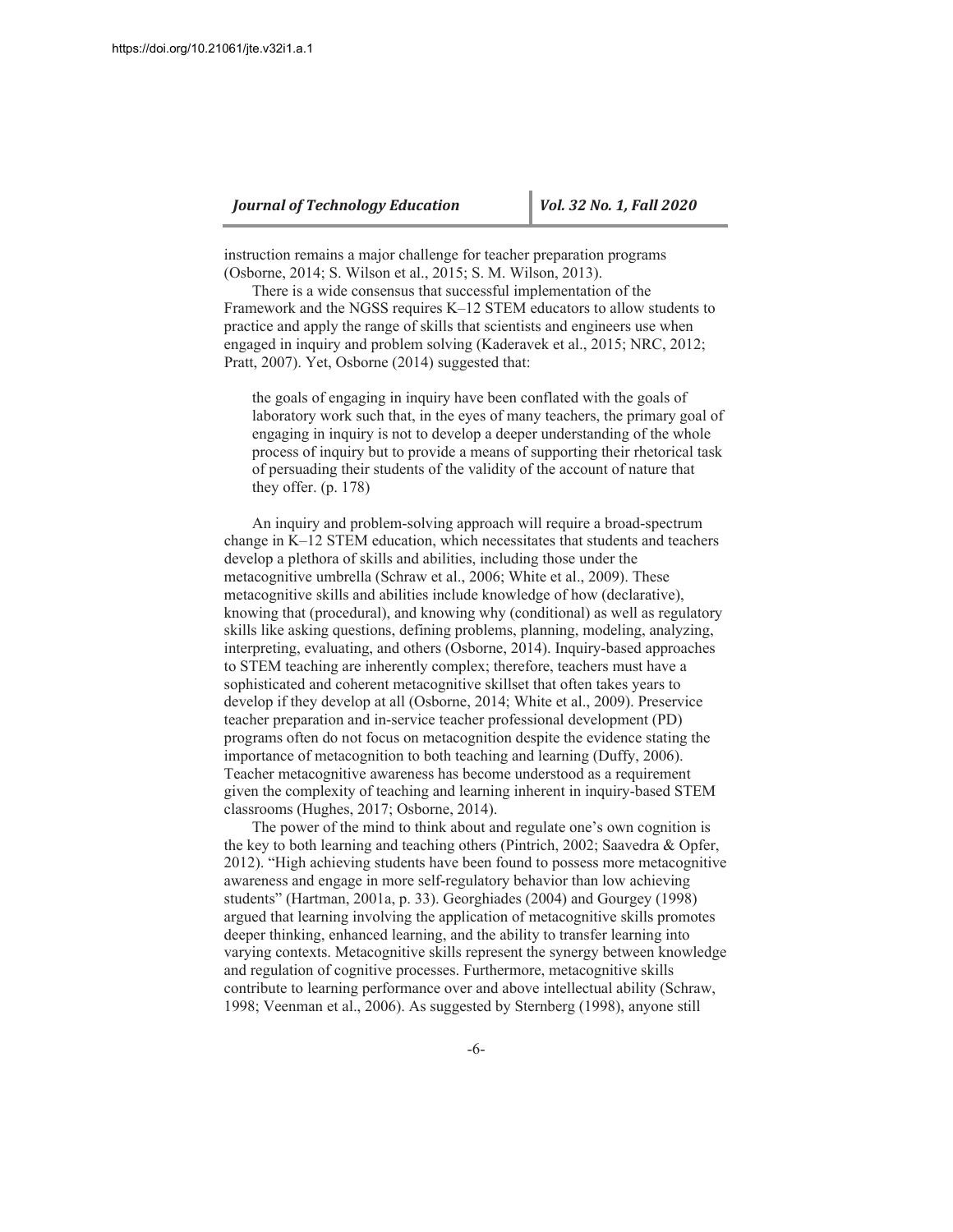instruction remains a major challenge for teacher preparation programs (Osborne, 2014; S. Wilson et al., 2015; S. M. Wilson, 2013).

There is a wide consensus that successful implementation of the Framework and the NGSS requires K–12 STEM educators to allow students to practice and apply the range of skills that scientists and engineers use when engaged in inquiry and problem solving (Kaderavek et al., 2015; NRC, 2012; Pratt, 2007). Yet, Osborne (2014) suggested that:

> the goals of engaging in inquiry have been conflated with the goals of laboratory work such that, in the eyes of many teachers, the primary goal of engaging in inquiry is not to develop a deeper understanding of the whole process of inquiry but to provide a means of supporting their rhetorical task of persuading their students of the validity of the account of nature that they offer. (p. 178)

An inquiry and problem-solving approach will require a broad-spectrum change in K–12 STEM education, which necessitates that students and teachers develop a plethora of skills and abilities, including those under the metacognitive umbrella (Schraw et al., 2006; White et al., 2009). These metacognitive skills and abilities include knowledge of how (declarative), knowing that (procedural), and knowing why (conditional) as well as regulatory skills like asking questions, defining problems, planning, modeling, analyzing, interpreting, evaluating, and others (Osborne, 2014). Inquiry-based approaches to STEM teaching are inherently complex; therefore, teachers must have a sophisticated and coherent metacognitive skillset that often takes years to develop if they develop at all (Osborne, 2014; White et al., 2009). Preservice teacher preparation and in-service teacher professional development (PD) programs often do not focus on metacognition despite the evidence stating the importance of metacognition to both teaching and learning (Duffy, 2006). Teacher metacognitive awareness has become understood as a requirement given the complexity of teaching and learning inherent in inquiry-based STEM classrooms (Hughes, 2017; Osborne, 2014).

The power of the mind to think about and regulate one's own cognition is the key to both learning and teaching others (Pintrich, 2002; Saavedra & Opfer, 2012). "High achieving students have been found to possess more metacognitive awareness and engage in more self-regulatory behavior than low achieving students" (Hartman, 2001a, p. 33). Georghiades (2004) and Gourgey (1998) argued that learning involving the application of metacognitive skills promotes deeper thinking, enhanced learning, and the ability to transfer learning into varying contexts. Metacognitive skills represent the synergy between knowledge and regulation of cognitive processes. Furthermore, metacognitive skills contribute to learning performance over and above intellectual ability (Schraw, 1998; Veenman et al., 2006). As suggested by Sternberg (1998), anyone still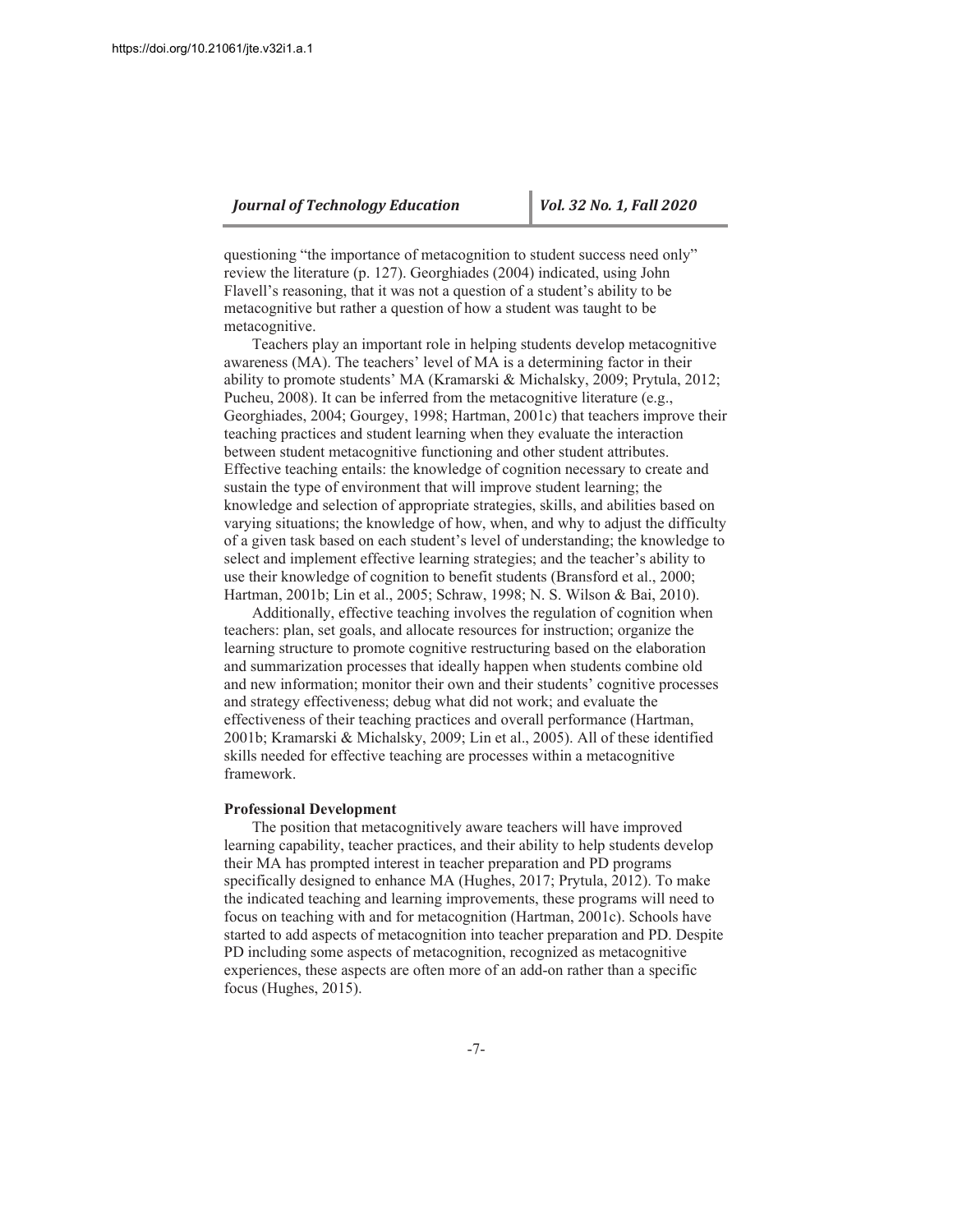questioning "the importance of metacognition to student success need only" review the literature (p. 127). Georghiades (2004) indicated, using John Flavell's reasoning, that it was not a question of a student's ability to be metacognitive but rather a question of how a student was taught to be metacognitive.

Teachers play an important role in helping students develop metacognitive awareness (MA). The teachers' level of MA is a determining factor in their ability to promote students' MA (Kramarski & Michalsky, 2009; Prytula, 2012; Pucheu, 2008). It can be inferred from the metacognitive literature (e.g., Georghiades, 2004; Gourgey, 1998; Hartman, 2001c) that teachers improve their teaching practices and student learning when they evaluate the interaction between student metacognitive functioning and other student attributes. Effective teaching entails: the knowledge of cognition necessary to create and sustain the type of environment that will improve student learning; the knowledge and selection of appropriate strategies, skills, and abilities based on varying situations; the knowledge of how, when, and why to adjust the difficulty of a given task based on each student's level of understanding; the knowledge to select and implement effective learning strategies; and the teacher's ability to use their knowledge of cognition to benefit students (Bransford et al., 2000; Hartman, 2001b; Lin et al., 2005; Schraw, 1998; N. S. Wilson & Bai, 2010).

Additionally, effective teaching involves the regulation of cognition when teachers: plan, set goals, and allocate resources for instruction; organize the learning structure to promote cognitive restructuring based on the elaboration and summarization processes that ideally happen when students combine old and new information; monitor their own and their students' cognitive processes and strategy effectiveness; debug what did not work; and evaluate the effectiveness of their teaching practices and overall performance (Hartman, 2001b; Kramarski & Michalsky, 2009; Lin et al., 2005). All of these identified skills needed for effective teaching are processes within a metacognitive framework.

**Professional Development**

The position that metacognitively aware teachers will have improved learning capability, teacher practices, and their ability to help students develop their MA has prompted interest in teacher preparation and PD programs specifically designed to enhance MA (Hughes, 2017; Prytula, 2012). To make the indicated teaching and learning improvements, these programs will need to focus on teaching with and for metacognition (Hartman, 2001c). Schools have started to add aspects of metacognition into teacher preparation and PD. Despite PD including some aspects of metacognition, recognized as metacognitive experiences, these aspects are often more of an add-on rather than a specific focus (Hughes, 2015).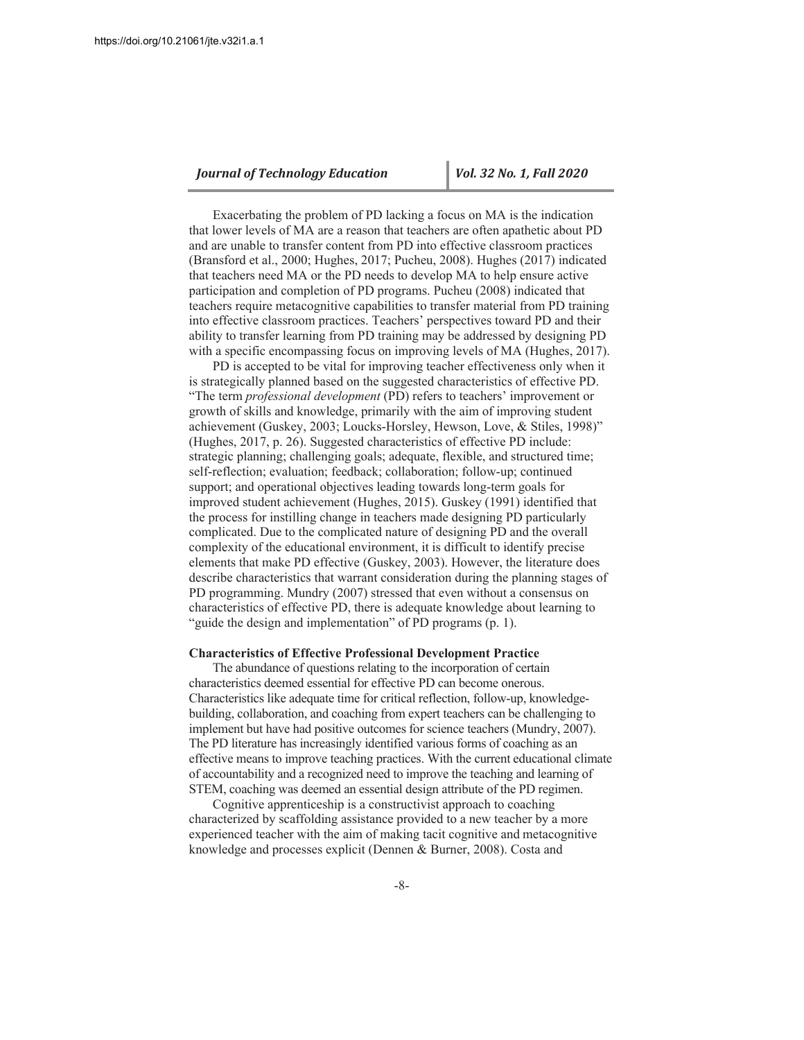Exacerbating the problem of PD lacking a focus on MA is the indication that lower levels of MA are a reason that teachers are often apathetic about PD and are unable to transfer content from PD into effective classroom practices (Bransford et al., 2000; Hughes, 2017; Pucheu, 2008). Hughes (2017) indicated that teachers need MA or the PD needs to develop MA to help ensure active participation and completion of PD programs. Pucheu (2008) indicated that teachers require metacognitive capabilities to transfer material from PD training into effective classroom practices. Teachers' perspectives toward PD and their ability to transfer learning from PD training may be addressed by designing PD with a specific encompassing focus on improving levels of MA (Hughes, 2017).

PD is accepted to be vital for improving teacher effectiveness only when it is strategically planned based on the suggested characteristics of effective PD. "The term *professional development* (PD) refers to teachers' improvement or growth of skills and knowledge, primarily with the aim of improving student achievement (Guskey, 2003; Loucks-Horsley, Hewson, Love, & Stiles, 1998)" (Hughes, 2017, p. 26). Suggested characteristics of effective PD include: strategic planning; challenging goals; adequate, flexible, and structured time; self-reflection; evaluation; feedback; collaboration; follow-up; continued support; and operational objectives leading towards long-term goals for improved student achievement (Hughes, 2015). Guskey (1991) identified that the process for instilling change in teachers made designing PD particularly complicated. Due to the complicated nature of designing PD and the overall complexity of the educational environment, it is difficult to identify precise elements that make PD effective (Guskey, 2003). However, the literature does describe characteristics that warrant consideration during the planning stages of PD programming. Mundry (2007) stressed that even without a consensus on characteristics of effective PD, there is adequate knowledge about learning to "guide the design and implementation" of PD programs (p. 1).

**Characteristics of Effective Professional Development Practice**

The abundance of questions relating to the incorporation of certain characteristics deemed essential for effective PD can become onerous. Characteristics like adequate time for critical reflection, follow-up, knowledge-building, collaboration, and coaching from expert teachers can be challenging to implement but have had positive outcomes for science teachers (Mundry, 2007). The PD literature has increasingly identified various forms of coaching as an effective means to improve teaching practices. With the current educational climate of accountability and a recognized need to improve the teaching and learning of STEM, coaching was deemed an essential design attribute of the PD regimen.

Cognitive apprenticeship is a constructivist approach to coaching characterized by scaffolding assistance provided to a new teacher by a more experienced teacher with the aim of making tacit cognitive and metacognitive knowledge and processes explicit (Dennen & Burner, 2008). Costa and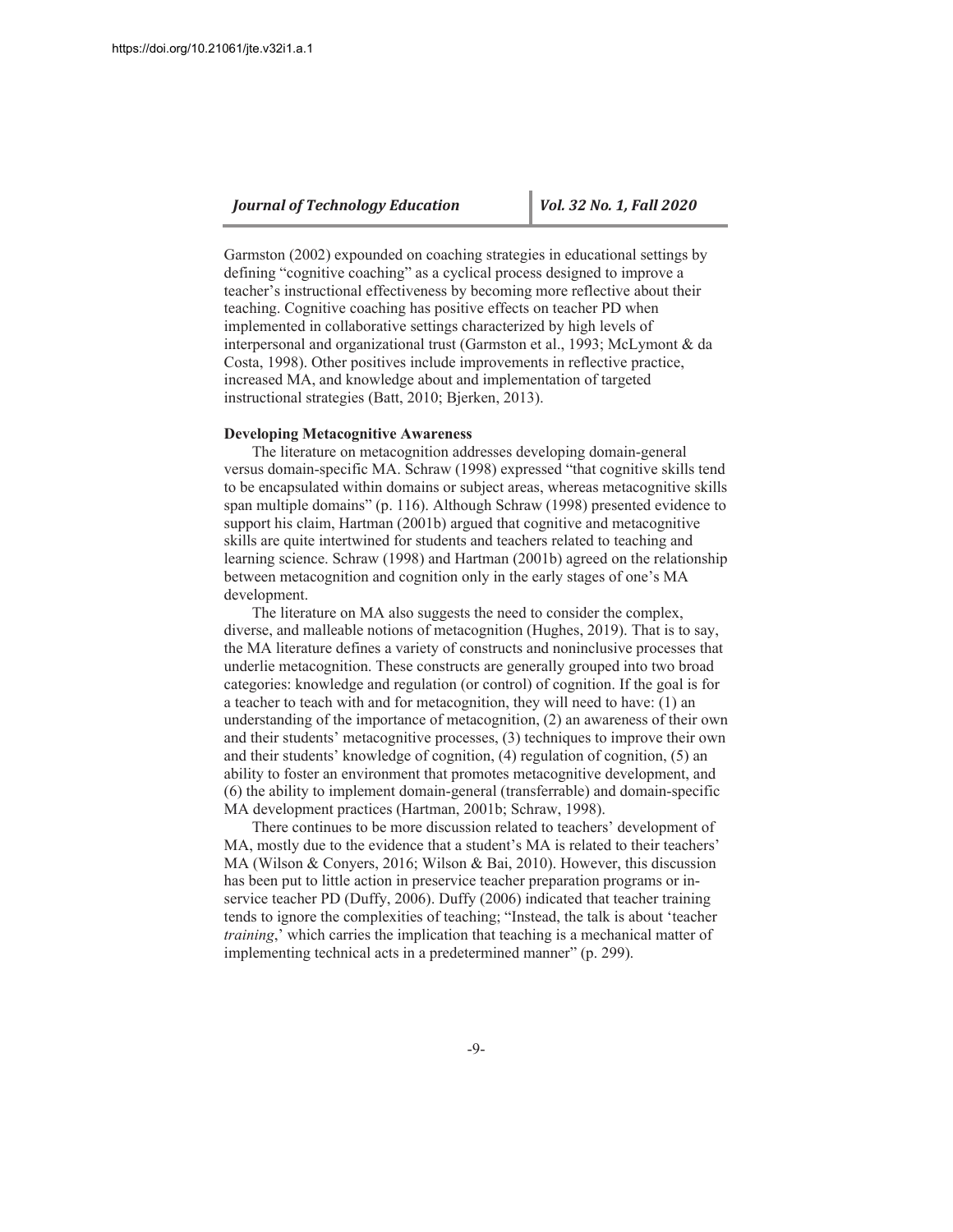Garmston (2002) expounded on coaching strategies in educational settings by defining "cognitive coaching" as a cyclical process designed to improve a teacher's instructional effectiveness by becoming more reflective about their teaching. Cognitive coaching has positive effects on teacher PD when implemented in collaborative settings characterized by high levels of interpersonal and organizational trust (Garmston et al., 1993; McLymont & da Costa, 1998). Other positives include improvements in reflective practice, increased MA, and knowledge about and implementation of targeted instructional strategies (Batt, 2010; Bjerken, 2013).

**Developing Metacognitive Awareness**

The literature on metacognition addresses developing domain-general versus domain-specific MA. Schraw (1998) expressed "that cognitive skills tend to be encapsulated within domains or subject areas, whereas metacognitive skills span multiple domains" (p. 116). Although Schraw (1998) presented evidence to support his claim, Hartman (2001b) argued that cognitive and metacognitive skills are quite intertwined for students and teachers related to teaching and learning science. Schraw (1998) and Hartman (2001b) agreed on the relationship between metacognition and cognition only in the early stages of one's MA development.

The literature on MA also suggests the need to consider the complex, diverse, and malleable notions of metacognition (Hughes, 2019). That is to say, the MA literature defines a variety of constructs and noninclusive processes that underlie metacognition. These constructs are generally grouped into two broad categories: knowledge and regulation (or control) of cognition. If the goal is for a teacher to teach with and for metacognition, they will need to have: (1) an understanding of the importance of metacognition, (2) an awareness of their own and their students' metacognitive processes, (3) techniques to improve their own and their students' knowledge of cognition, (4) regulation of cognition, (5) an ability to foster an environment that promotes metacognitive development, and (6) the ability to implement domain-general (transferrable) and domain-specific MA development practices (Hartman, 2001b; Schraw, 1998).

There continues to be more discussion related to teachers' development of MA, mostly due to the evidence that a student's MA is related to their teachers' MA (Wilson & Conyers, 2016; Wilson & Bai, 2010). However, this discussion has been put to little action in preservice teacher preparation programs or in-service teacher PD (Duffy, 2006). Duffy (2006) indicated that teacher training tends to ignore the complexities of teaching; "Instead, the talk is about 'teacher *training*,' which carries the implication that teaching is a mechanical matter of implementing technical acts in a predetermined manner" (p. 299).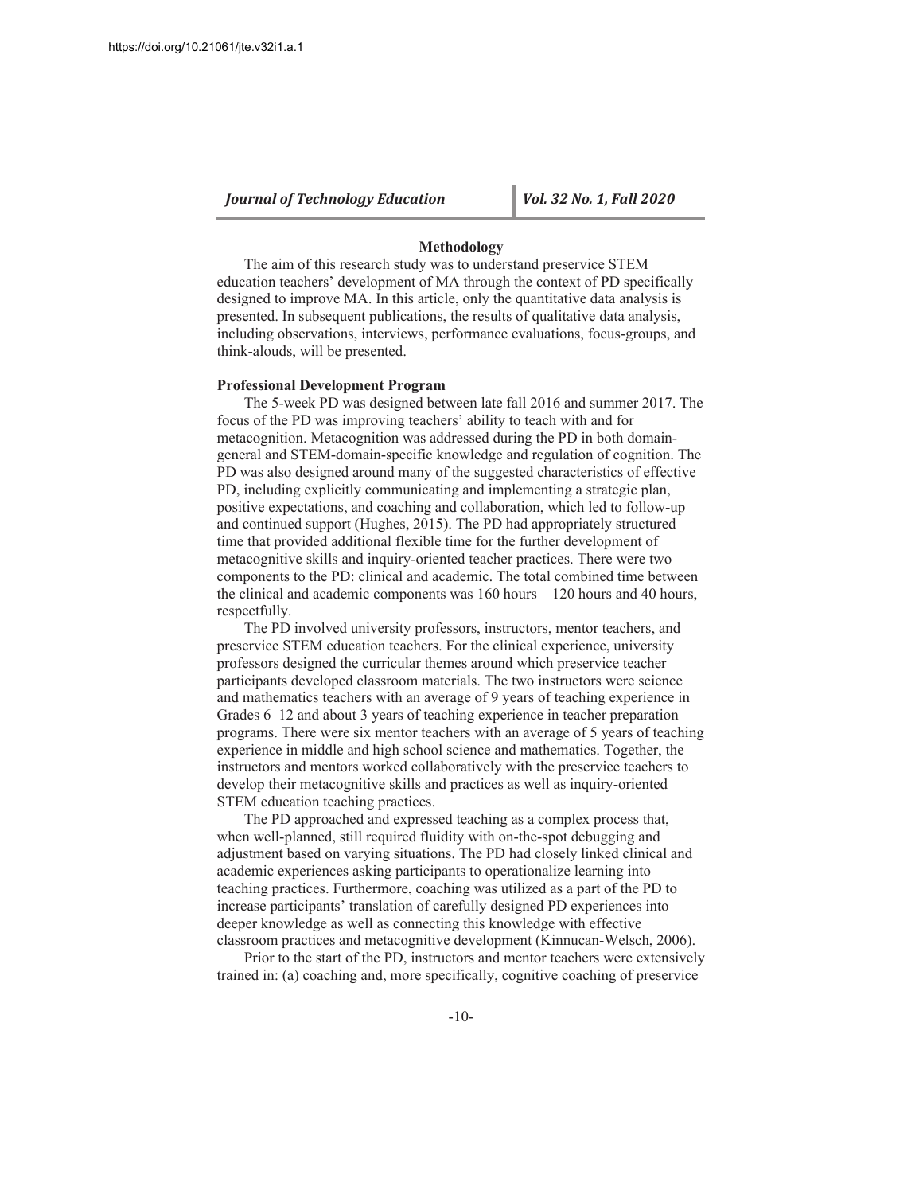## Methodology

The aim of this research study was to understand preservice STEM education teachers' development of MA through the context of PD specifically designed to improve MA. In this article, only the quantitative data analysis is presented. In subsequent publications, the results of qualitative data analysis, including observations, interviews, performance evaluations, focus-groups, and think-alouds, will be presented.

### Professional Development Program

The 5-week PD was designed between late fall 2016 and summer 2017. The focus of the PD was improving teachers' ability to teach with and for metacognition. Metacognition was addressed during the PD in both domain-general and STEM-domain-specific knowledge and regulation of cognition. The PD was also designed around many of the suggested characteristics of effective PD, including explicitly communicating and implementing a strategic plan, positive expectations, and coaching and collaboration, which led to follow-up and continued support (Hughes, 2015). The PD had appropriately structured time that provided additional flexible time for the further development of metacognitive skills and inquiry-oriented teacher practices. There were two components to the PD: clinical and academic. The total combined time between the clinical and academic components was 160 hours—120 hours and 40 hours, respectfully.

The PD involved university professors, instructors, mentor teachers, and preservice STEM education teachers. For the clinical experience, university professors designed the curricular themes around which preservice teacher participants developed classroom materials. The two instructors were science and mathematics teachers with an average of 9 years of teaching experience in Grades 6–12 and about 3 years of teaching experience in teacher preparation programs. There were six mentor teachers with an average of 5 years of teaching experience in middle and high school science and mathematics. Together, the instructors and mentors worked collaboratively with the preservice teachers to develop their metacognitive skills and practices as well as inquiry-oriented STEM education teaching practices.

The PD approached and expressed teaching as a complex process that, when well-planned, still required fluidity with on-the-spot debugging and adjustment based on varying situations. The PD had closely linked clinical and academic experiences asking participants to operationalize learning into teaching practices. Furthermore, coaching was utilized as a part of the PD to increase participants' translation of carefully designed PD experiences into deeper knowledge as well as connecting this knowledge with effective classroom practices and metacognitive development (Kinnucan-Welsch, 2006).

Prior to the start of the PD, instructors and mentor teachers were extensively trained in: (a) coaching and, more specifically, cognitive coaching of preservice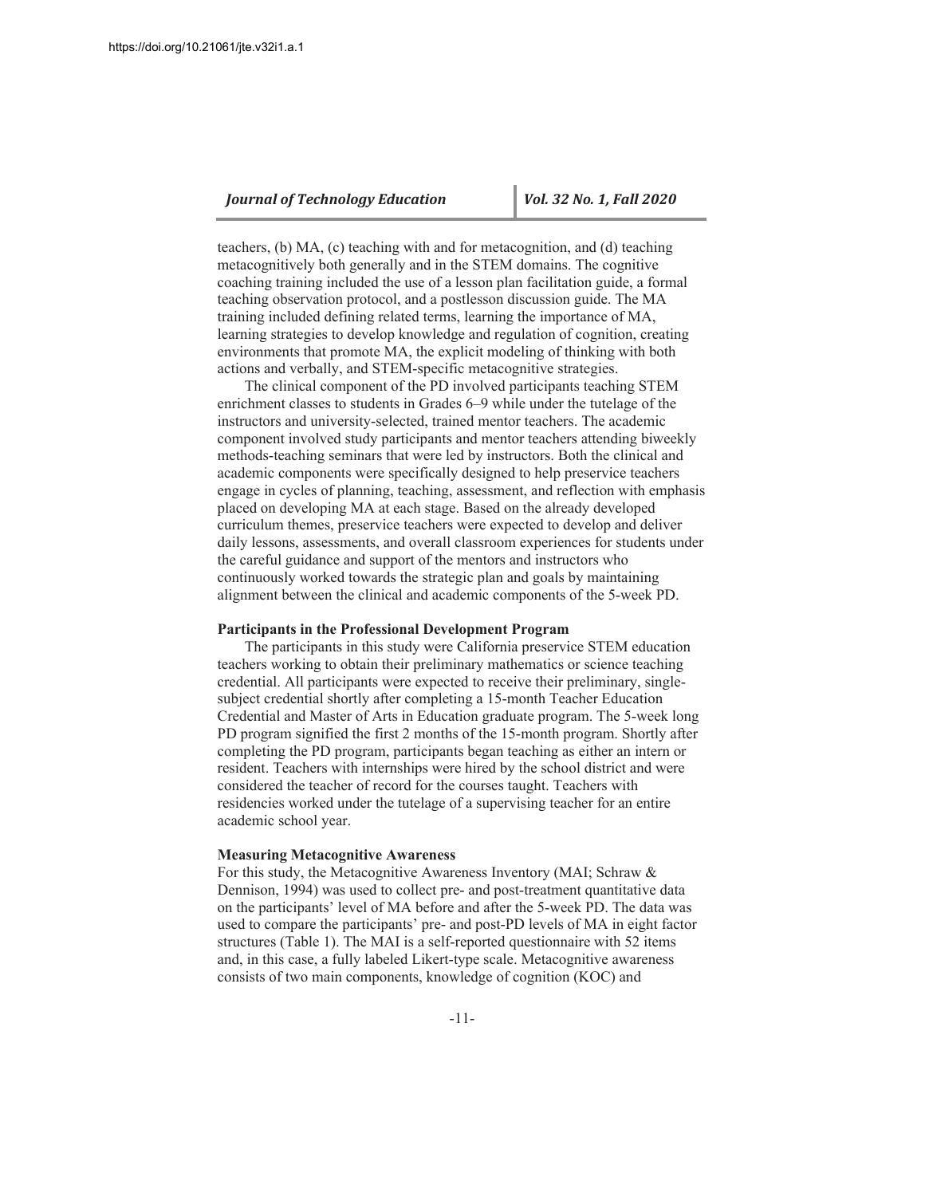teachers, (b) MA, (c) teaching with and for metacognition, and (d) teaching metacognitively both generally and in the STEM domains. The cognitive coaching training included the use of a lesson plan facilitation guide, a formal teaching observation protocol, and a postlesson discussion guide. The MA training included defining related terms, learning the importance of MA, learning strategies to develop knowledge and regulation of cognition, creating environments that promote MA, the explicit modeling of thinking with both actions and verbally, and STEM-specific metacognitive strategies.

The clinical component of the PD involved participants teaching STEM enrichment classes to students in Grades 6–9 while under the tutelage of the instructors and university-selected, trained mentor teachers. The academic component involved study participants and mentor teachers attending biweekly methods-teaching seminars that were led by instructors. Both the clinical and academic components were specifically designed to help preservice teachers engage in cycles of planning, teaching, assessment, and reflection with emphasis placed on developing MA at each stage. Based on the already developed curriculum themes, preservice teachers were expected to develop and deliver daily lessons, assessments, and overall classroom experiences for students under the careful guidance and support of the mentors and instructors who continuously worked towards the strategic plan and goals by maintaining alignment between the clinical and academic components of the 5-week PD.

**Participants in the Professional Development Program**

The participants in this study were California preservice STEM education teachers working to obtain their preliminary mathematics or science teaching credential. All participants were expected to receive their preliminary, single-subject credential shortly after completing a 15-month Teacher Education Credential and Master of Arts in Education graduate program. The 5-week long PD program signified the first 2 months of the 15-month program. Shortly after completing the PD program, participants began teaching as either an intern or resident. Teachers with internships were hired by the school district and were considered the teacher of record for the courses taught. Teachers with residencies worked under the tutelage of a supervising teacher for an entire academic school year.

**Measuring Metacognitive Awareness**

For this study, the Metacognitive Awareness Inventory (MAI; Schraw & Dennison, 1994) was used to collect pre- and post-treatment quantitative data on the participants' level of MA before and after the 5-week PD. The data was used to compare the participants' pre- and post-PD levels of MA in eight factor structures (Table 1). The MAI is a self-reported questionnaire with 52 items and, in this case, a fully labeled Likert-type scale. Metacognitive awareness consists of two main components, knowledge of cognition (KOC) and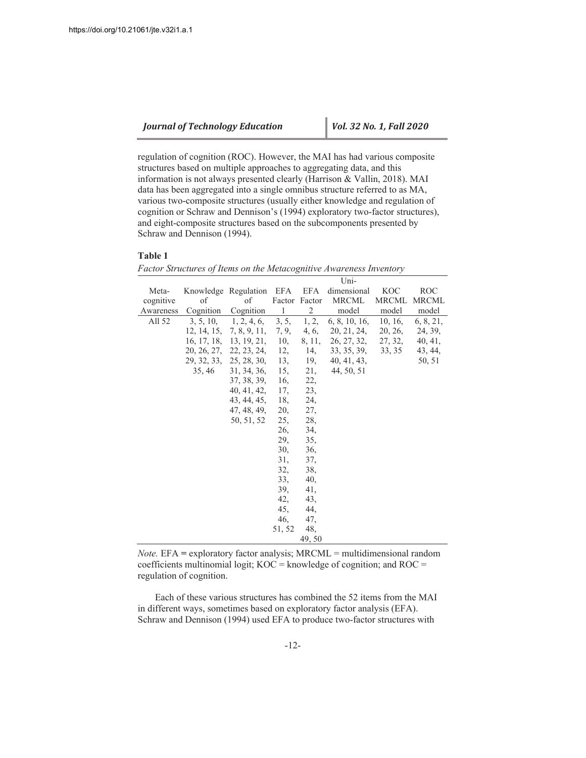regulation of cognition (ROC). However, the MAI has had various composite structures based on multiple approaches to aggregating data, and this information is not always presented clearly (Harrison & Vallin, 2018). MAI data has been aggregated into a single omnibus structure referred to as MA, various two-composite structures (usually either knowledge and regulation of cognition or Schraw and Dennison's (1994) exploratory two-factor structures), and eight-composite structures based on the subcomponents presented by Schraw and Dennison (1994).

**Table 1**

*Factor Structures of Items on the Metacognitive Awareness Inventory*

| Metacognitive Awareness | Knowledge of Cognition | Regulation of Cognition | EFA Factor 1 | EFA Factor 2 | Uni-dimensional MRCML model | KOC MRCML model | ROC MRCML model |
|---|---|---|---|---|---|---|---|
| All 52 | 3, 5, 10, 12, 14, 15, 16, 17, 18, 20, 26, 27, 29, 32, 33, 35, 46 | 1, 2, 4, 6, 7, 8, 9, 11, 13, 19, 21, 22, 23, 24, 25, 28, 30, 31, 34, 36, 37, 38, 39, 40, 41, 42, 43, 44, 45, 47, 48, 49, 50, 51, 52 | 3, 5, 7, 9, 10, 12, 13, 15, 16, 17, 18, 20, 25, 26, 29, 30, 31, 32, 33, 39, 42, 45, 46, 51, 52 | 1, 2, 4, 6, 8, 11, 14, 19, 21, 22, 23, 24, 27, 28, 34, 35, 36, 37, 38, 40, 41, 43, 44, 47, 48, 49, 50 | 6, 8, 10, 16, 20, 21, 24, 26, 27, 32, 33, 35, 39, 40, 41, 43, 44, 50, 51 | 10, 16, 20, 26, 27, 32, 33, 35 | 6, 8, 21, 24, 39, 40, 41, 43, 44, 50, 51 |

*Note.* EFA = exploratory factor analysis; MRCML = multidimensional random coefficients multinomial logit; KOC = knowledge of cognition; and ROC = regulation of cognition.

Each of these various structures has combined the 52 items from the MAI in different ways, sometimes based on exploratory factor analysis (EFA). Schraw and Dennison (1994) used EFA to produce two-factor structures with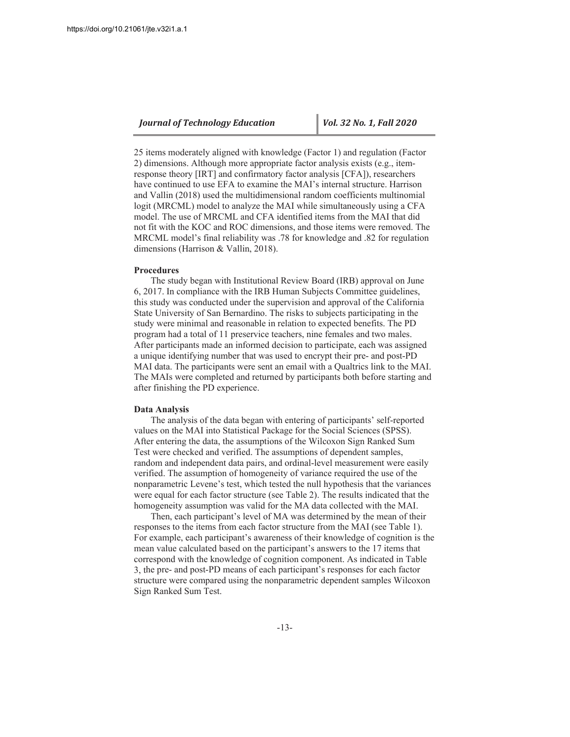25 items moderately aligned with knowledge (Factor 1) and regulation (Factor 2) dimensions. Although more appropriate factor analysis exists (e.g., item-response theory [IRT] and confirmatory factor analysis [CFA]), researchers have continued to use EFA to examine the MAI's internal structure. Harrison and Vallin (2018) used the multidimensional random coefficients multinomial logit (MRCML) model to analyze the MAI while simultaneously using a CFA model. The use of MRCML and CFA identified items from the MAI that did not fit with the KOC and ROC dimensions, and those items were removed. The MRCML model's final reliability was .78 for knowledge and .82 for regulation dimensions (Harrison & Vallin, 2018).

### Procedures

The study began with Institutional Review Board (IRB) approval on June 6, 2017. In compliance with the IRB Human Subjects Committee guidelines, this study was conducted under the supervision and approval of the California State University of San Bernardino. The risks to subjects participating in the study were minimal and reasonable in relation to expected benefits. The PD program had a total of 11 preservice teachers, nine females and two males. After participants made an informed decision to participate, each was assigned a unique identifying number that was used to encrypt their pre- and post-PD MAI data. The participants were sent an email with a Qualtrics link to the MAI. The MAIs were completed and returned by participants both before starting and after finishing the PD experience.

### Data Analysis

The analysis of the data began with entering of participants' self-reported values on the MAI into Statistical Package for the Social Sciences (SPSS). After entering the data, the assumptions of the Wilcoxon Sign Ranked Sum Test were checked and verified. The assumptions of dependent samples, random and independent data pairs, and ordinal-level measurement were easily verified. The assumption of homogeneity of variance required the use of the nonparametric Levene's test, which tested the null hypothesis that the variances were equal for each factor structure (see Table 2). The results indicated that the homogeneity assumption was valid for the MA data collected with the MAI.

Then, each participant's level of MA was determined by the mean of their responses to the items from each factor structure from the MAI (see Table 1). For example, each participant's awareness of their knowledge of cognition is the mean value calculated based on the participant's answers to the 17 items that correspond with the knowledge of cognition component. As indicated in Table 3, the pre- and post-PD means of each participant's responses for each factor structure were compared using the nonparametric dependent samples Wilcoxon Sign Ranked Sum Test.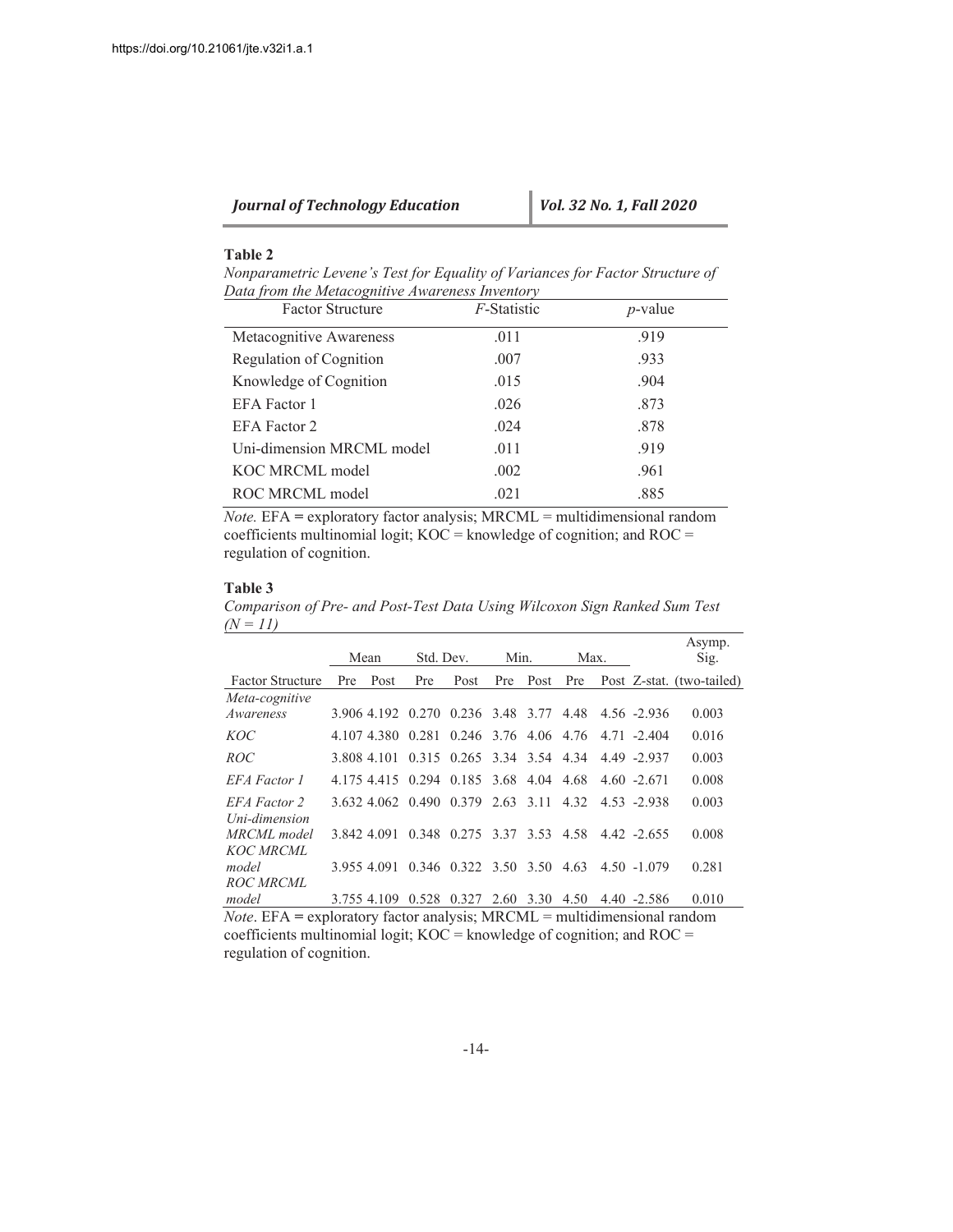**Table 2**

*Nonparametric Levene's Test for Equality of Variances for Factor Structure of Data from the Metacognitive Awareness Inventory*

| Factor Structure | *F*-Statistic | *p*-value |
|---|---|---|
| Metacognitive Awareness | .011 | .919 |
| Regulation of Cognition | .007 | .933 |
| Knowledge of Cognition | .015 | .904 |
| EFA Factor 1 | .026 | .873 |
| EFA Factor 2 | .024 | .878 |
| Uni-dimension MRCML model | .011 | .919 |
| KOC MRCML model | .002 | .961 |
| ROC MRCML model | .021 | .885 |

*Note.* EFA = exploratory factor analysis; MRCML = multidimensional random coefficients multinomial logit; KOC = knowledge of cognition; and ROC = regulation of cognition.

**Table 3**

*Comparison of Pre- and Post-Test Data Using Wilcoxon Sign Ranked Sum Test (N = 11)*

| | Mean | | Std. Dev. | | Min. | | Max. | | | Asymp. Sig. |
|---|---|---|---|---|---|---|---|---|---|---|
| Factor Structure | Pre | Post | Pre | Post | Pre | Post | Pre | Post | Z-stat. | (two-tailed) |
| *Meta-cognitive Awareness* | 3.906 | 4.192 | 0.270 | 0.236 | 3.48 | 3.77 | 4.48 | 4.56 | -2.936 | 0.003 |
| *KOC* | 4.107 | 4.380 | 0.281 | 0.246 | 3.76 | 4.06 | 4.76 | 4.71 | -2.404 | 0.016 |
| *ROC* | 3.808 | 4.101 | 0.315 | 0.265 | 3.34 | 3.54 | 4.34 | 4.49 | -2.937 | 0.003 |
| *EFA Factor 1* | 4.175 | 4.415 | 0.294 | 0.185 | 3.68 | 4.04 | 4.68 | 4.60 | -2.671 | 0.008 |
| *EFA Factor 2* | 3.632 | 4.062 | 0.490 | 0.379 | 2.63 | 3.11 | 4.32 | 4.53 | -2.938 | 0.003 |
| *Uni-dimension MRCML model* | 3.842 | 4.091 | 0.348 | 0.275 | 3.37 | 3.53 | 4.58 | 4.42 | -2.655 | 0.008 |
| *KOC MRCML model* | 3.955 | 4.091 | 0.346 | 0.322 | 3.50 | 3.50 | 4.63 | 4.50 | -1.079 | 0.281 |
| *ROC MRCML model* | 3.755 | 4.109 | 0.528 | 0.327 | 2.60 | 3.30 | 4.50 | 4.40 | -2.586 | 0.010 |

*Note*. EFA = exploratory factor analysis; MRCML = multidimensional random coefficients multinomial logit; KOC = knowledge of cognition; and ROC = regulation of cognition.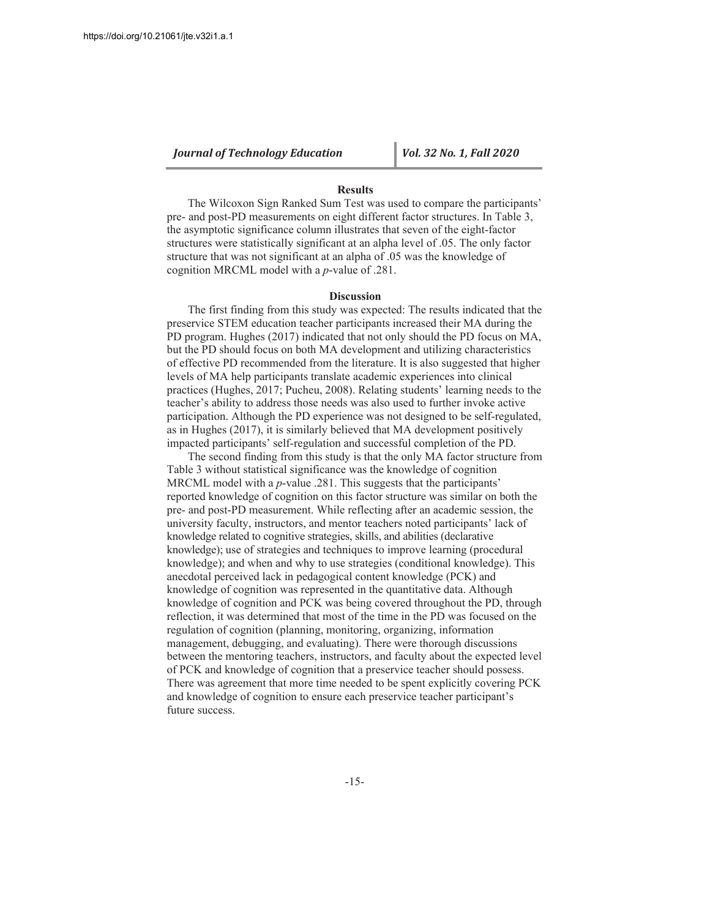## Results

The Wilcoxon Sign Ranked Sum Test was used to compare the participants' pre- and post-PD measurements on eight different factor structures. In Table 3, the asymptotic significance column illustrates that seven of the eight-factor structures were statistically significant at an alpha level of .05. The only factor structure that was not significant at an alpha of .05 was the knowledge of cognition MRCML model with a *p*-value of .281.

## Discussion

The first finding from this study was expected: The results indicated that the preservice STEM education teacher participants increased their MA during the PD program. Hughes (2017) indicated that not only should the PD focus on MA, but the PD should focus on both MA development and utilizing characteristics of effective PD recommended from the literature. It is also suggested that higher levels of MA help participants translate academic experiences into clinical practices (Hughes, 2017; Pucheu, 2008). Relating students' learning needs to the teacher's ability to address those needs was also used to further invoke active participation. Although the PD experience was not designed to be self-regulated, as in Hughes (2017), it is similarly believed that MA development positively impacted participants' self-regulation and successful completion of the PD.

The second finding from this study is that the only MA factor structure from Table 3 without statistical significance was the knowledge of cognition MRCML model with a *p*-value .281. This suggests that the participants' reported knowledge of cognition on this factor structure was similar on both the pre- and post-PD measurement. While reflecting after an academic session, the university faculty, instructors, and mentor teachers noted participants' lack of knowledge related to cognitive strategies, skills, and abilities (declarative knowledge); use of strategies and techniques to improve learning (procedural knowledge); and when and why to use strategies (conditional knowledge). This anecdotal perceived lack in pedagogical content knowledge (PCK) and knowledge of cognition was represented in the quantitative data. Although knowledge of cognition and PCK was being covered throughout the PD, through reflection, it was determined that most of the time in the PD was focused on the regulation of cognition (planning, monitoring, organizing, information management, debugging, and evaluating). There were thorough discussions between the mentoring teachers, instructors, and faculty about the expected level of PCK and knowledge of cognition that a preservice teacher should possess. There was agreement that more time needed to be spent explicitly covering PCK and knowledge of cognition to ensure each preservice teacher participant's future success.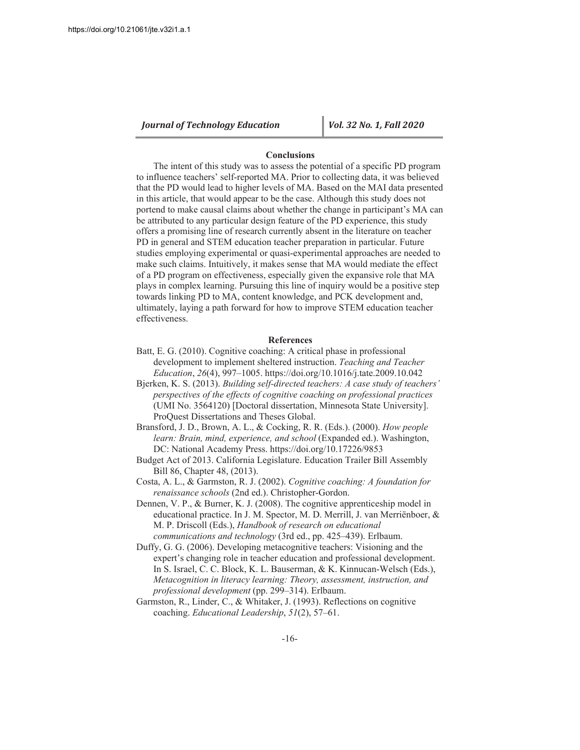## Conclusions

The intent of this study was to assess the potential of a specific PD program to influence teachers' self-reported MA. Prior to collecting data, it was believed that the PD would lead to higher levels of MA. Based on the MAI data presented in this article, that would appear to be the case. Although this study does not portend to make causal claims about whether the change in participant's MA can be attributed to any particular design feature of the PD experience, this study offers a promising line of research currently absent in the literature on teacher PD in general and STEM education teacher preparation in particular. Future studies employing experimental or quasi-experimental approaches are needed to make such claims. Intuitively, it makes sense that MA would mediate the effect of a PD program on effectiveness, especially given the expansive role that MA plays in complex learning. Pursuing this line of inquiry would be a positive step towards linking PD to MA, content knowledge, and PCK development and, ultimately, laying a path forward for how to improve STEM education teacher effectiveness.

## References

Batt, E. G. (2010). Cognitive coaching: A critical phase in professional development to implement sheltered instruction. *Teaching and Teacher Education*, *26*(4), 997–1005. https://doi.org/10.1016/j.tate.2009.10.042

Bjerken, K. S. (2013). *Building self-directed teachers: A case study of teachers' perspectives of the effects of cognitive coaching on professional practices* (UMI No. 3564120) [Doctoral dissertation, Minnesota State University]. ProQuest Dissertations and Theses Global.

Bransford, J. D., Brown, A. L., & Cocking, R. R. (Eds.). (2000). *How people learn: Brain, mind, experience, and school* (Expanded ed.). Washington, DC: National Academy Press. https://doi.org/10.17226/9853

Budget Act of 2013. California Legislature. Education Trailer Bill Assembly Bill 86, Chapter 48, (2013).

Costa, A. L., & Garmston, R. J. (2002). *Cognitive coaching: A foundation for renaissance schools* (2nd ed.). Christopher-Gordon.

Dennen, V. P., & Burner, K. J. (2008). The cognitive apprenticeship model in educational practice. In J. M. Spector, M. D. Merrill, J. van Merriënboer, & M. P. Driscoll (Eds.), *Handbook of research on educational communications and technology* (3rd ed., pp. 425–439). Erlbaum.

Duffy, G. G. (2006). Developing metacognitive teachers: Visioning and the expert's changing role in teacher education and professional development. In S. Israel, C. C. Block, K. L. Bauserman, & K. Kinnucan-Welsch (Eds.), *Metacognition in literacy learning: Theory, assessment, instruction, and professional development* (pp. 299–314). Erlbaum.

Garmston, R., Linder, C., & Whitaker, J. (1993). Reflections on cognitive coaching. *Educational Leadership*, *51*(2), 57–61.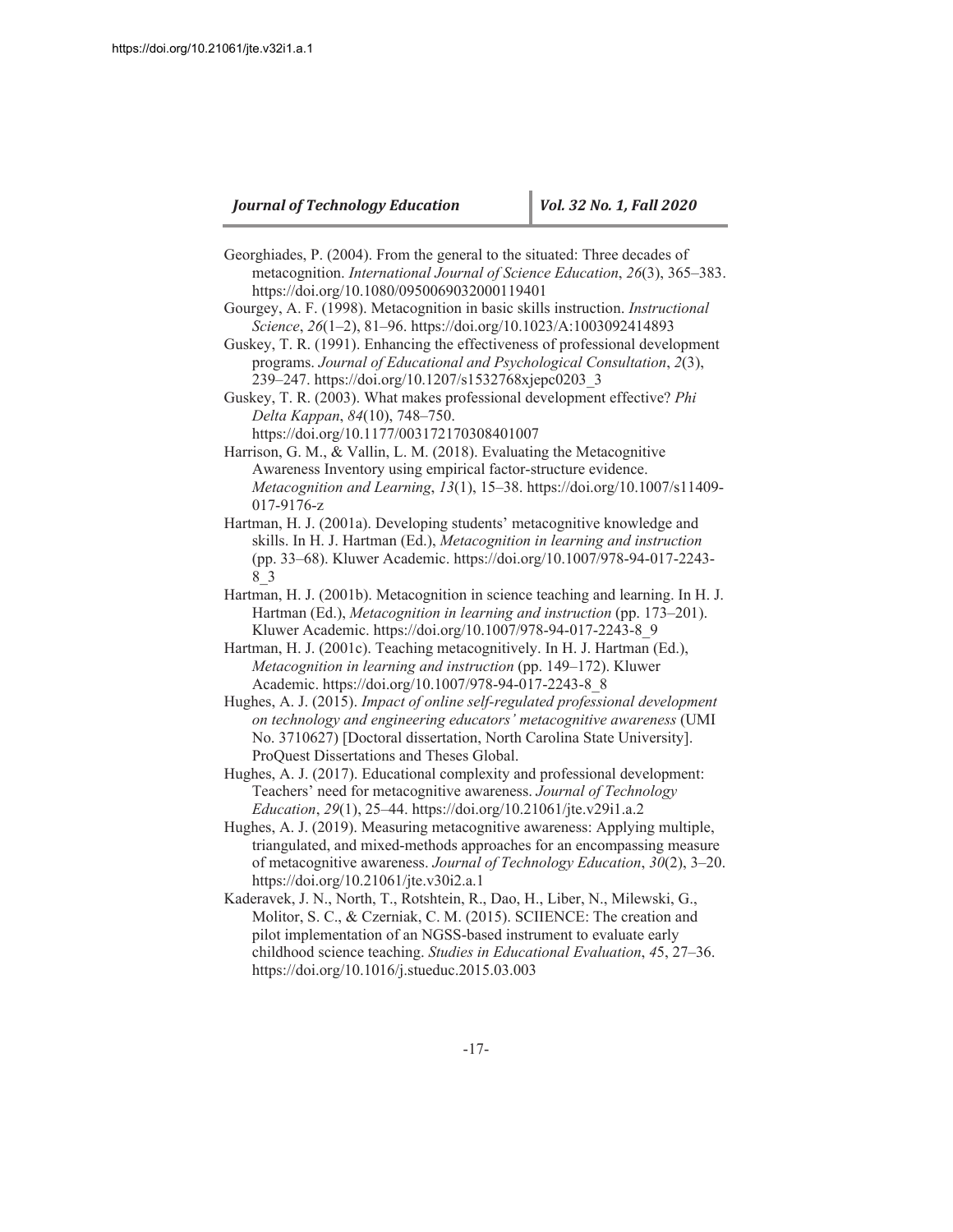Georghiades, P. (2004). From the general to the situated: Three decades of metacognition. *International Journal of Science Education*, *26*(3), 365–383. https://doi.org/10.1080/0950069032000119401

Gourgey, A. F. (1998). Metacognition in basic skills instruction. *Instructional Science*, *26*(1–2), 81–96. https://doi.org/10.1023/A:1003092414893

Guskey, T. R. (1991). Enhancing the effectiveness of professional development programs. *Journal of Educational and Psychological Consultation*, *2*(3), 239–247. https://doi.org/10.1207/s1532768xjepc0203_3

Guskey, T. R. (2003). What makes professional development effective? *Phi Delta Kappan*, *84*(10), 748–750. https://doi.org/10.1177/003172170308401007

Harrison, G. M., & Vallin, L. M. (2018). Evaluating the Metacognitive Awareness Inventory using empirical factor-structure evidence. *Metacognition and Learning*, *13*(1), 15–38. https://doi.org/10.1007/s11409-017-9176-z

Hartman, H. J. (2001a). Developing students' metacognitive knowledge and skills. In H. J. Hartman (Ed.), *Metacognition in learning and instruction* (pp. 33–68). Kluwer Academic. https://doi.org/10.1007/978-94-017-2243-8_3

Hartman, H. J. (2001b). Metacognition in science teaching and learning. In H. J. Hartman (Ed.), *Metacognition in learning and instruction* (pp. 173–201). Kluwer Academic. https://doi.org/10.1007/978-94-017-2243-8_9

Hartman, H. J. (2001c). Teaching metacognitively. In H. J. Hartman (Ed.), *Metacognition in learning and instruction* (pp. 149–172). Kluwer Academic. https://doi.org/10.1007/978-94-017-2243-8_8

Hughes, A. J. (2015). *Impact of online self-regulated professional development on technology and engineering educators' metacognitive awareness* (UMI No. 3710627) [Doctoral dissertation, North Carolina State University]. ProQuest Dissertations and Theses Global.

Hughes, A. J. (2017). Educational complexity and professional development: Teachers' need for metacognitive awareness. *Journal of Technology Education*, *29*(1), 25–44. https://doi.org/10.21061/jte.v29i1.a.2

Hughes, A. J. (2019). Measuring metacognitive awareness: Applying multiple, triangulated, and mixed-methods approaches for an encompassing measure of metacognitive awareness. *Journal of Technology Education*, *30*(2), 3–20. https://doi.org/10.21061/jte.v30i2.a.1

Kaderavek, J. N., North, T., Rotshtein, R., Dao, H., Liber, N., Milewski, G., Molitor, S. C., & Czerniak, C. M. (2015). SCIIENCE: The creation and pilot implementation of an NGSS-based instrument to evaluate early childhood science teaching. *Studies in Educational Evaluation*, *45*, 27–36. https://doi.org/10.1016/j.stueduc.2015.03.003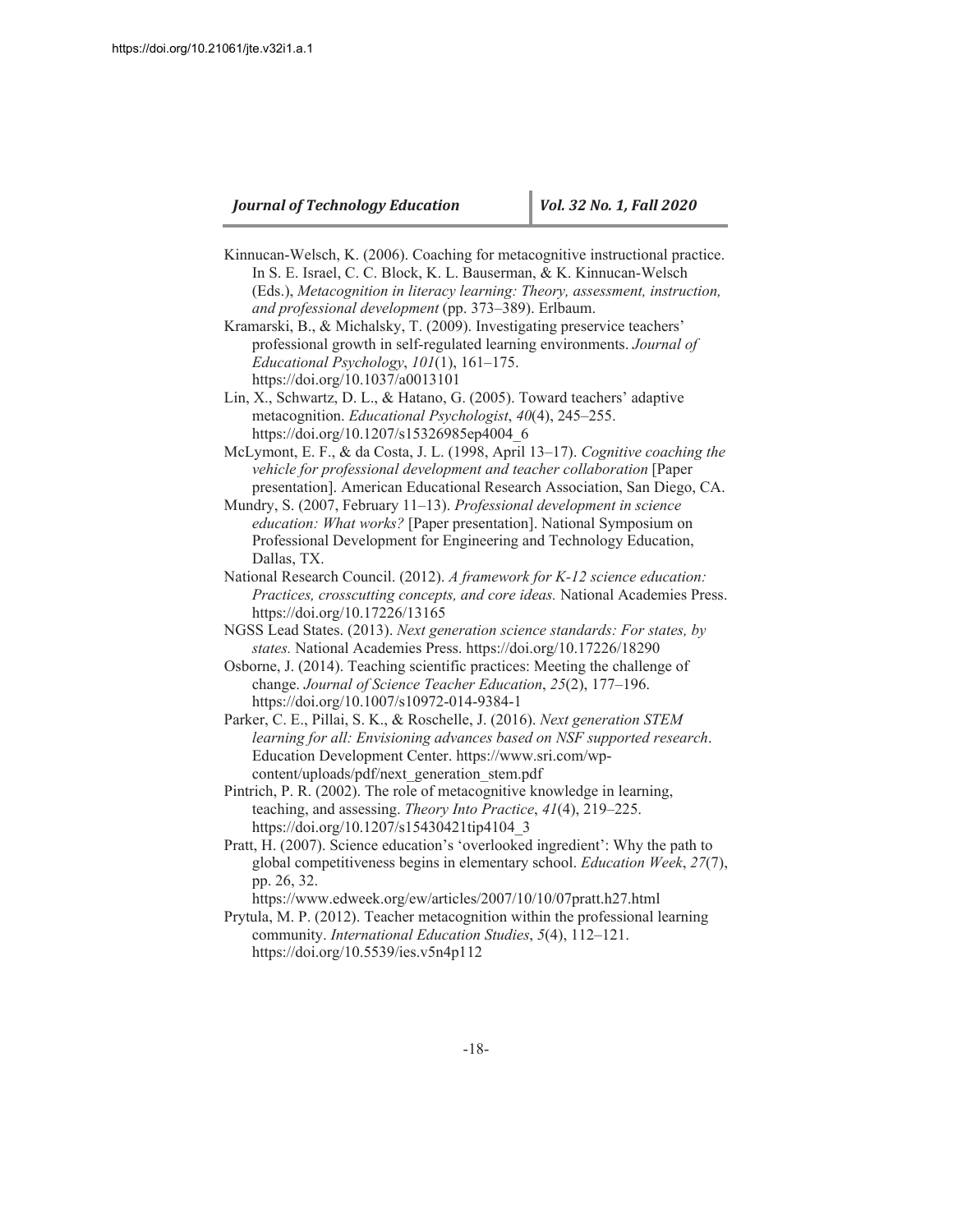Kinnucan-Welsch, K. (2006). Coaching for metacognitive instructional practice. In S. E. Israel, C. C. Block, K. L. Bauserman, & K. Kinnucan-Welsch (Eds.), *Metacognition in literacy learning: Theory, assessment, instruction, and professional development* (pp. 373–389). Erlbaum.

Kramarski, B., & Michalsky, T. (2009). Investigating preservice teachers' professional growth in self-regulated learning environments. *Journal of Educational Psychology*, *101*(1), 161–175. https://doi.org/10.1037/a0013101

Lin, X., Schwartz, D. L., & Hatano, G. (2005). Toward teachers' adaptive metacognition. *Educational Psychologist*, *40*(4), 245–255. https://doi.org/10.1207/s15326985ep4004_6

McLymont, E. F., & da Costa, J. L. (1998, April 13–17). *Cognitive coaching the vehicle for professional development and teacher collaboration* [Paper presentation]. American Educational Research Association, San Diego, CA.

Mundry, S. (2007, February 11–13). *Professional development in science education: What works?* [Paper presentation]. National Symposium on Professional Development for Engineering and Technology Education, Dallas, TX.

National Research Council. (2012). *A framework for K-12 science education: Practices, crosscutting concepts, and core ideas.* National Academies Press. https://doi.org/10.17226/13165

NGSS Lead States. (2013). *Next generation science standards: For states, by states.* National Academies Press. https://doi.org/10.17226/18290

Osborne, J. (2014). Teaching scientific practices: Meeting the challenge of change. *Journal of Science Teacher Education*, *25*(2), 177–196. https://doi.org/10.1007/s10972-014-9384-1

Parker, C. E., Pillai, S. K., & Roschelle, J. (2016). *Next generation STEM learning for all: Envisioning advances based on NSF supported research*. Education Development Center. https://www.sri.com/wp-content/uploads/pdf/next_generation_stem.pdf

Pintrich, P. R. (2002). The role of metacognitive knowledge in learning, teaching, and assessing. *Theory Into Practice*, *41*(4), 219–225. https://doi.org/10.1207/s15430421tip4104_3

Pratt, H. (2007). Science education's 'overlooked ingredient': Why the path to global competitiveness begins in elementary school. *Education Week*, *27*(7), pp. 26, 32. https://www.edweek.org/ew/articles/2007/10/10/07pratt.h27.html

Prytula, M. P. (2012). Teacher metacognition within the professional learning community. *International Education Studies*, *5*(4), 112–121. https://doi.org/10.5539/ies.v5n4p112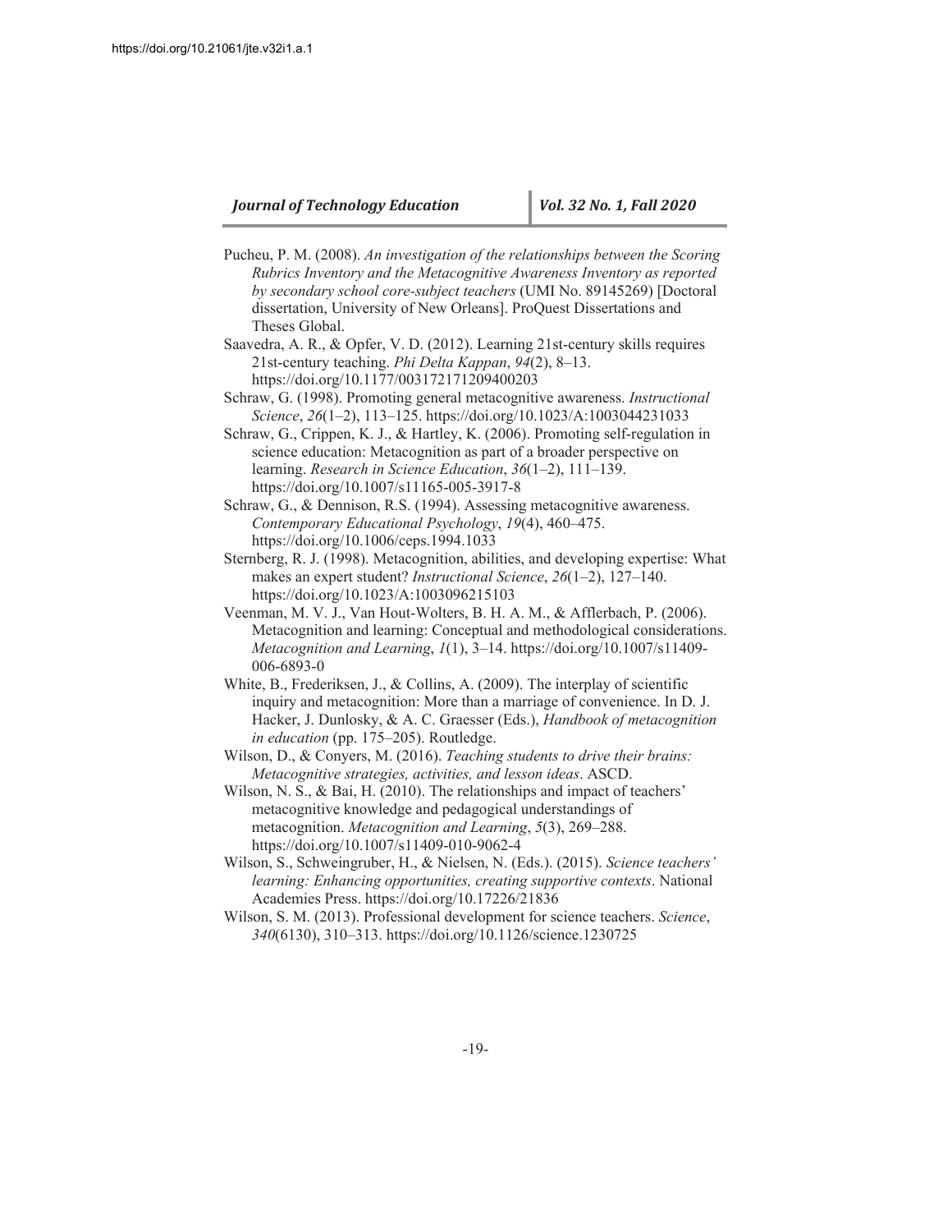Pucheu, P. M. (2008). *An investigation of the relationships between the Scoring Rubrics Inventory and the Metacognitive Awareness Inventory as reported by secondary school core-subject teachers* (UMI No. 89145269) [Doctoral dissertation, University of New Orleans]. ProQuest Dissertations and Theses Global.

Saavedra, A. R., & Opfer, V. D. (2012). Learning 21st-century skills requires 21st-century teaching. *Phi Delta Kappan*, *94*(2), 8–13. https://doi.org/10.1177/003172171209400203

Schraw, G. (1998). Promoting general metacognitive awareness. *Instructional Science*, *26*(1–2), 113–125. https://doi.org/10.1023/A:1003044231033

Schraw, G., Crippen, K. J., & Hartley, K. (2006). Promoting self-regulation in science education: Metacognition as part of a broader perspective on learning. *Research in Science Education*, *36*(1–2), 111–139. https://doi.org/10.1007/s11165-005-3917-8

Schraw, G., & Dennison, R.S. (1994). Assessing metacognitive awareness. *Contemporary Educational Psychology*, *19*(4), 460–475. https://doi.org/10.1006/ceps.1994.1033

Sternberg, R. J. (1998). Metacognition, abilities, and developing expertise: What makes an expert student? *Instructional Science*, *26*(1–2), 127–140. https://doi.org/10.1023/A:1003096215103

Veenman, M. V. J., Van Hout-Wolters, B. H. A. M., & Afflerbach, P. (2006). Metacognition and learning: Conceptual and methodological considerations. *Metacognition and Learning*, *1*(1), 3–14. https://doi.org/10.1007/s11409-006-6893-0

White, B., Frederiksen, J., & Collins, A. (2009). The interplay of scientific inquiry and metacognition: More than a marriage of convenience. In D. J. Hacker, J. Dunlosky, & A. C. Graesser (Eds.), *Handbook of metacognition in education* (pp. 175–205). Routledge.

Wilson, D., & Conyers, M. (2016). *Teaching students to drive their brains: Metacognitive strategies, activities, and lesson ideas*. ASCD.

Wilson, N. S., & Bai, H. (2010). The relationships and impact of teachers' metacognitive knowledge and pedagogical understandings of metacognition. *Metacognition and Learning*, *5*(3), 269–288. https://doi.org/10.1007/s11409-010-9062-4

Wilson, S., Schweingruber, H., & Nielsen, N. (Eds.). (2015). *Science teachers' learning: Enhancing opportunities, creating supportive contexts*. National Academies Press. https://doi.org/10.17226/21836

Wilson, S. M. (2013). Professional development for science teachers. *Science*, *340*(6130), 310–313. https://doi.org/10.1126/science.1230725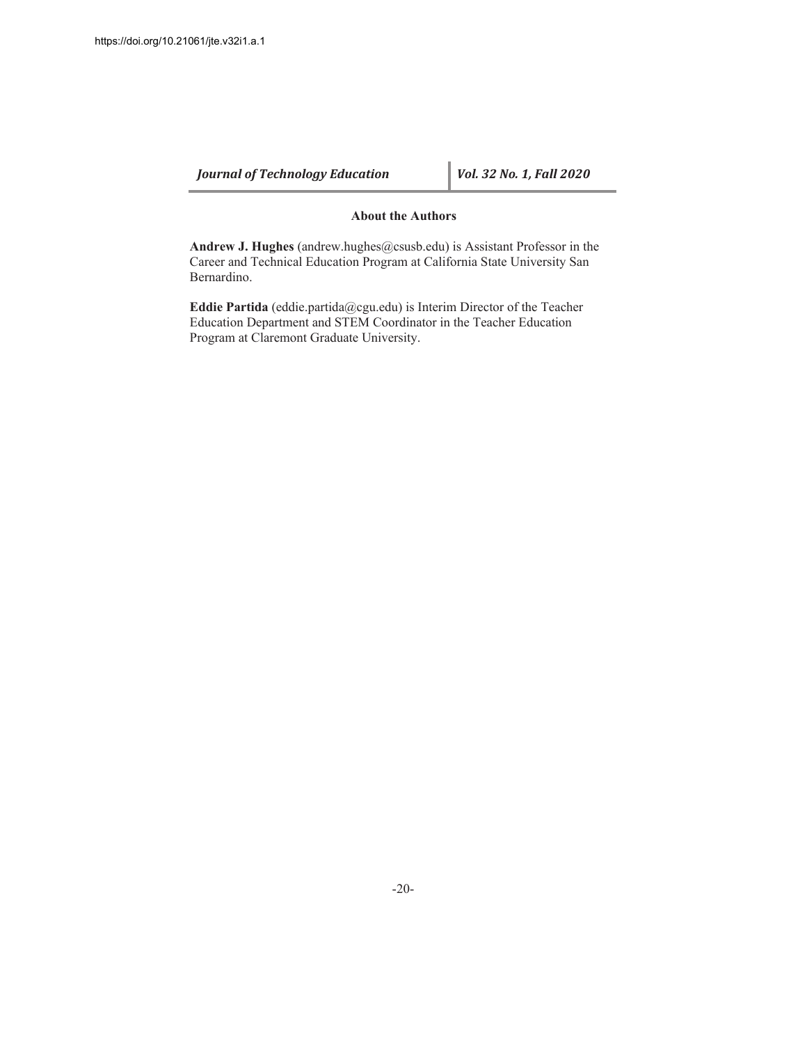## About the Authors

**Andrew J. Hughes** (andrew.hughes@csusb.edu) is Assistant Professor in the Career and Technical Education Program at California State University San Bernardino.

**Eddie Partida** (eddie.partida@cgu.edu) is Interim Director of the Teacher Education Department and STEM Coordinator in the Teacher Education Program at Claremont Graduate University.